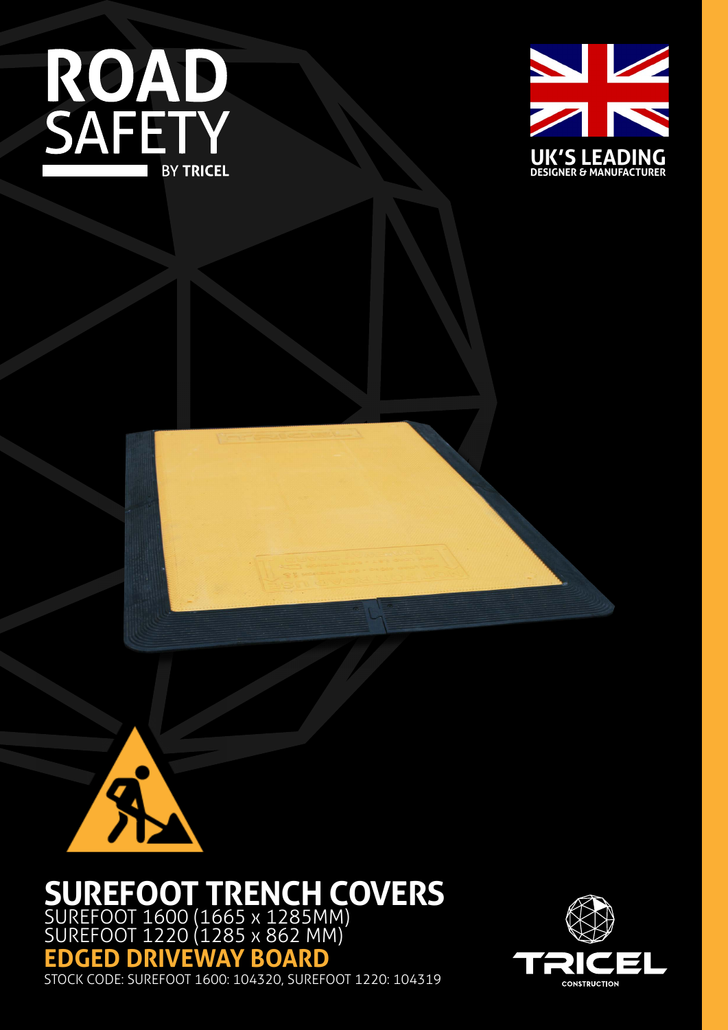# ROAD SAFETY

BY **TRICEL**

**UK'S LEADING**
**DESIGNER & MANUFACTURER**

# SUREFOOT TRENCH COVERS

SUREFOOT 1600 (1665 x 1285MM)
SUREFOOT 1220 (1285 x 862 MM)

## EDGED DRIVEWAY BOARD

STOCK CODE: SUREFOOT 1600: 104320, SUREFOOT 1220: 104319

TRICEL
CONSTRUCTION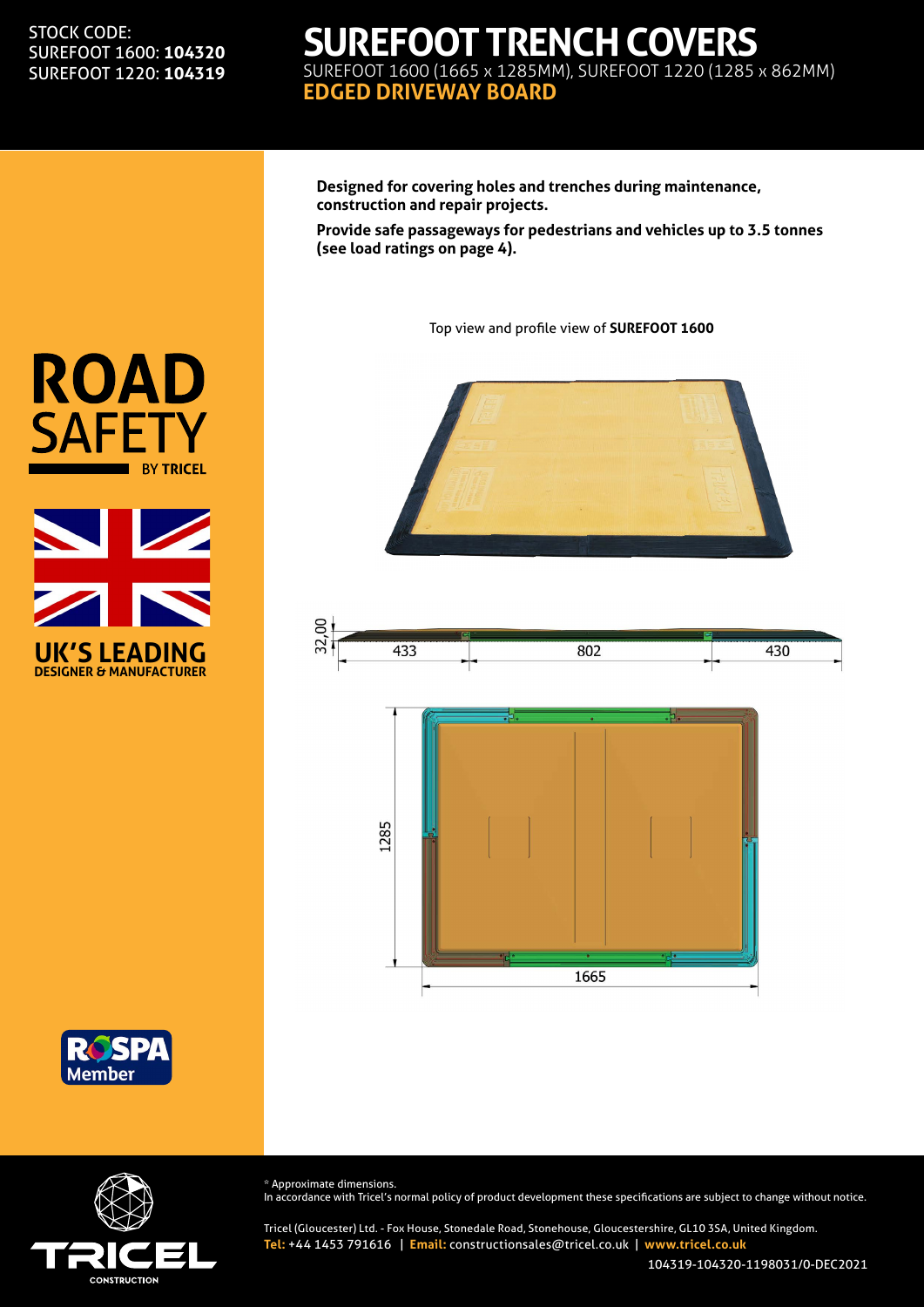STOCK CODE:
SUREFOOT 1600: **104320**
SUREFOOT 1220: **104319**

# SUREFOOT TRENCH COVERS

SUREFOOT 1600 (1665 x 1285MM), SUREFOOT 1220 (1285 x 862MM)

## EDGED DRIVEWAY BOARD

**Designed for covering holes and trenches during maintenance, construction and repair projects.**

**Provide safe passageways for pedestrians and vehicles up to 3.5 tonnes (see load ratings on page 4).**

Top view and profile view of **SUREFOOT 1600**

32,00

433 | 802 | 430

1285

1665

**ROAD SAFETY** BY **TRICEL**

**UK'S LEADING**
**DESIGNER & MANUFACTURER**

RoSPA Member

* Approximate dimensions.
In accordance with Tricel's normal policy of product development these specifications are subject to change without notice.

Tricel (Gloucester) Ltd. - Fox House, Stonedale Road, Stonehouse, Gloucestershire, GL10 3SA, United Kingdom.
**Tel:** +44 1453 791616 | **Email:** constructionsales@tricel.co.uk | **www.tricel.co.uk**

104319-104320-1198031/0-DEC2021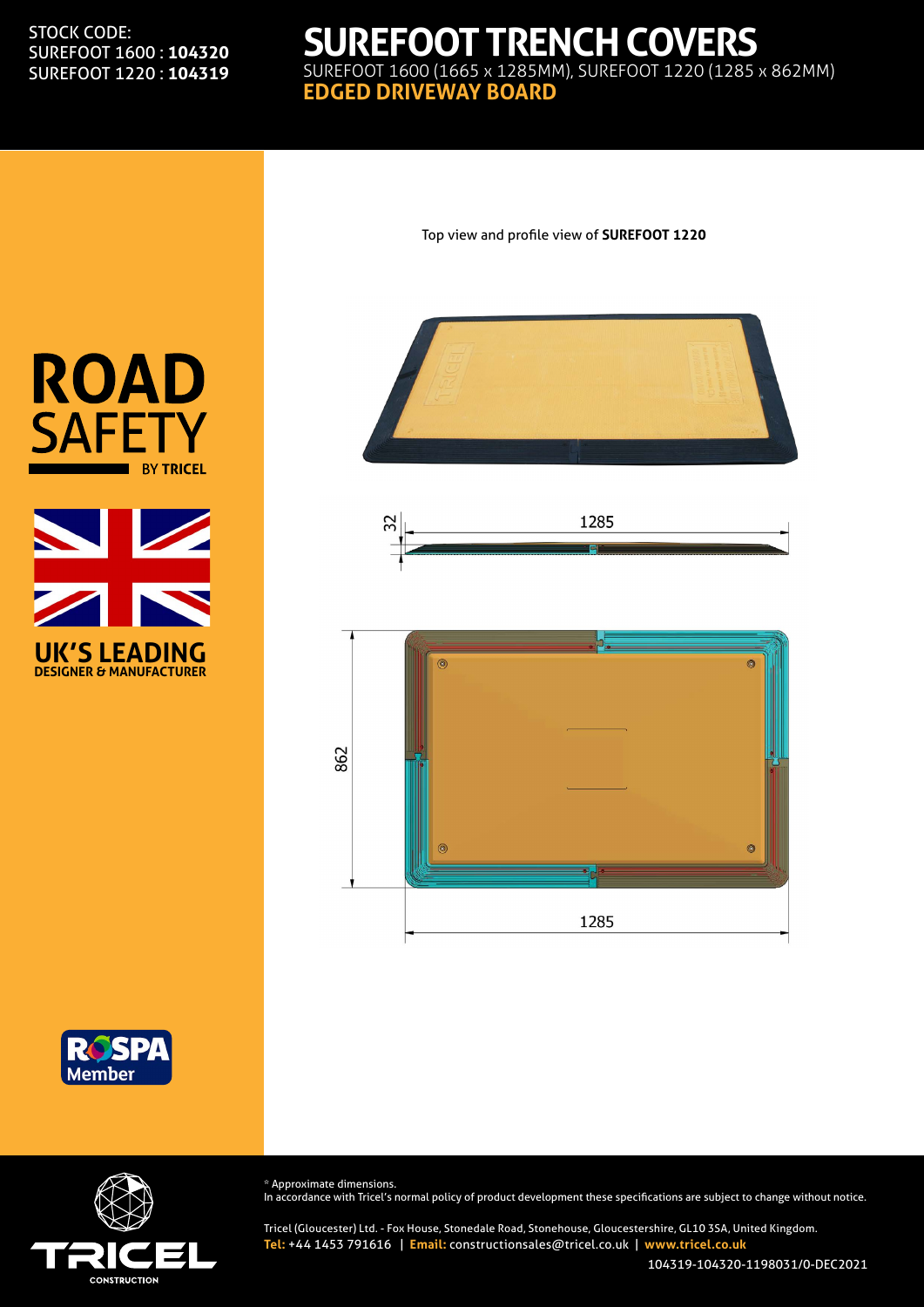STOCK CODE:
SUREFOOT 1600 : **104320**
SUREFOOT 1220 : **104319**

# SUREFOOT TRENCH COVERS

SUREFOOT 1600 (1665 x 1285MM), SUREFOOT 1220 (1285 x 862MM)

## EDGED DRIVEWAY BOARD

Top view and profile view of **SUREFOOT 1220**

32

1285

862

1285

**ROAD SAFETY** BY **TRICEL**

**UK'S LEADING**
**DESIGNER & MANUFACTURER**

RoSPA Member

* Approximate dimensions.
In accordance with Tricel's normal policy of product development these specifications are subject to change without notice.

Tricel (Gloucester) Ltd. - Fox House, Stonedale Road, Stonehouse, Gloucestershire, GL10 3SA, United Kingdom.
**Tel:** +44 1453 791616 | **Email:** constructionsales@tricel.co.uk | **www.tricel.co.uk**

104319-104320-1198031/0-DEC2021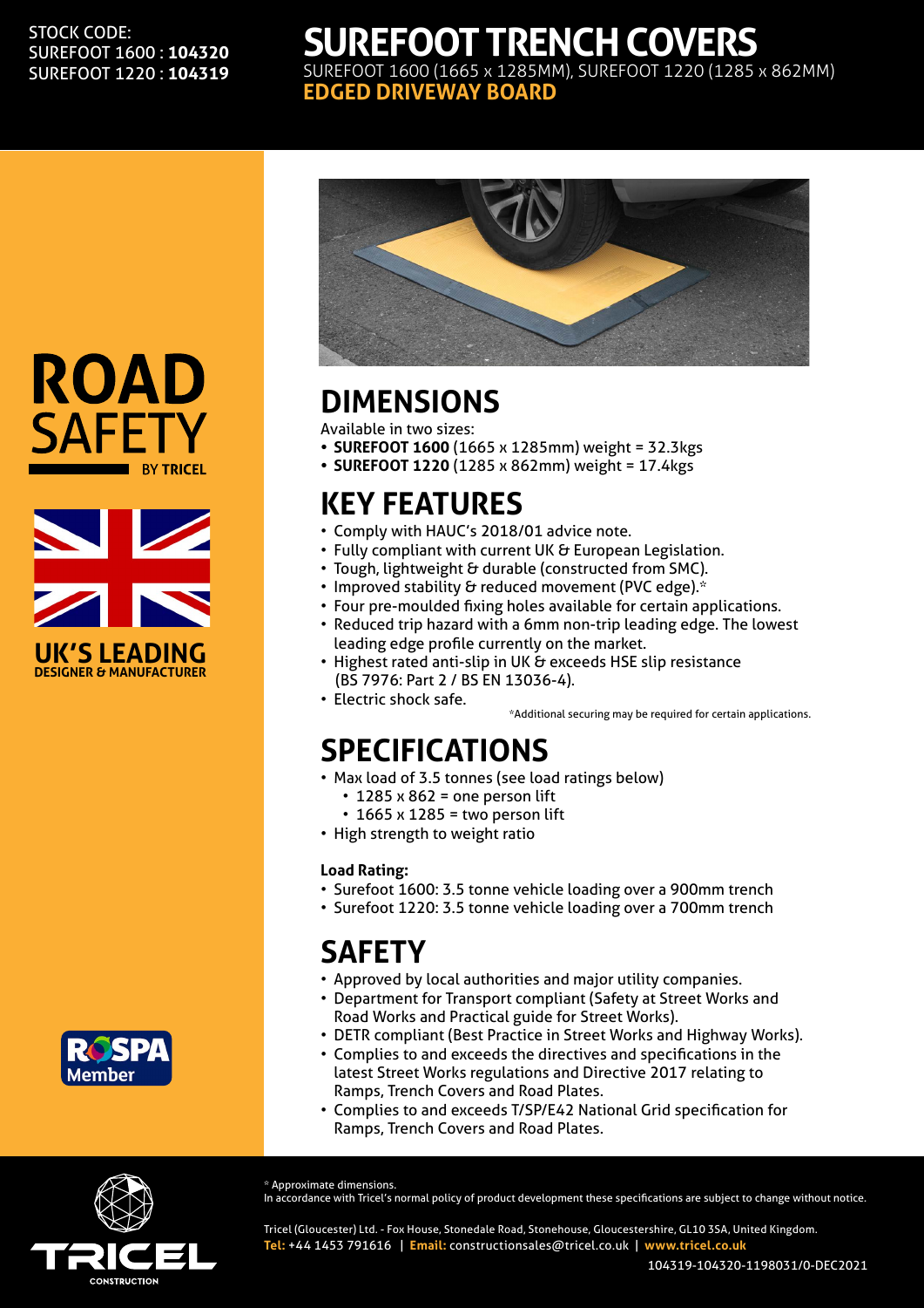STOCK CODE:
SUREFOOT 1600 : **104320**
SUREFOOT 1220 : **104319**

# SUREFOOT TRENCH COVERS

SUREFOOT 1600 (1665 x 1285MM), SUREFOOT 1220 (1285 x 862MM)

**EDGED DRIVEWAY BOARD**

**ROAD SAFETY** BY **TRICEL**

**UK'S LEADING**
**DESIGNER & MANUFACTURER**

RoSPA Member

## DIMENSIONS

Available in two sizes:

- **SUREFOOT 1600** (1665 x 1285mm) weight = 32.3kgs
- **SUREFOOT 1220** (1285 x 862mm) weight = 17.4kgs

## KEY FEATURES

- Comply with HAUC's 2018/01 advice note.
- Fully compliant with current UK & European Legislation.
- Tough, lightweight & durable (constructed from SMC).
- Improved stability & reduced movement (PVC edge).*
- Four pre-moulded fixing holes available for certain applications.
- Reduced trip hazard with a 6mm non-trip leading edge. The lowest leading edge profile currently on the market.
- Highest rated anti-slip in UK & exceeds HSE slip resistance (BS 7976: Part 2 / BS EN 13036-4).
- Electric shock safe.

*Additional securing may be required for certain applications.

## SPECIFICATIONS

- Max load of 3.5 tonnes (see load ratings below)
  - 1285 x 862 = one person lift
  - 1665 x 1285 = two person lift
- High strength to weight ratio

**Load Rating:**

- Surefoot 1600: 3.5 tonne vehicle loading over a 900mm trench
- Surefoot 1220: 3.5 tonne vehicle loading over a 700mm trench

## SAFETY

- Approved by local authorities and major utility companies.
- Department for Transport compliant (Safety at Street Works and Road Works and Practical guide for Street Works).
- DETR compliant (Best Practice in Street Works and Highway Works).
- Complies to and exceeds the directives and specifications in the latest Street Works regulations and Directive 2017 relating to Ramps, Trench Covers and Road Plates.
- Complies to and exceeds T/SP/E42 National Grid specification for Ramps, Trench Covers and Road Plates.

\* Approximate dimensions.
In accordance with Tricel's normal policy of product development these specifications are subject to change without notice.

Tricel (Gloucester) Ltd. - Fox House, Stonedale Road, Stonehouse, Gloucestershire, GL10 3SA, United Kingdom.
**Tel:** +44 1453 791616 | **Email:** constructionsales@tricel.co.uk | **www.tricel.co.uk**

104319-104320-1198031/0-DEC2021

TRICEL CONSTRUCTION